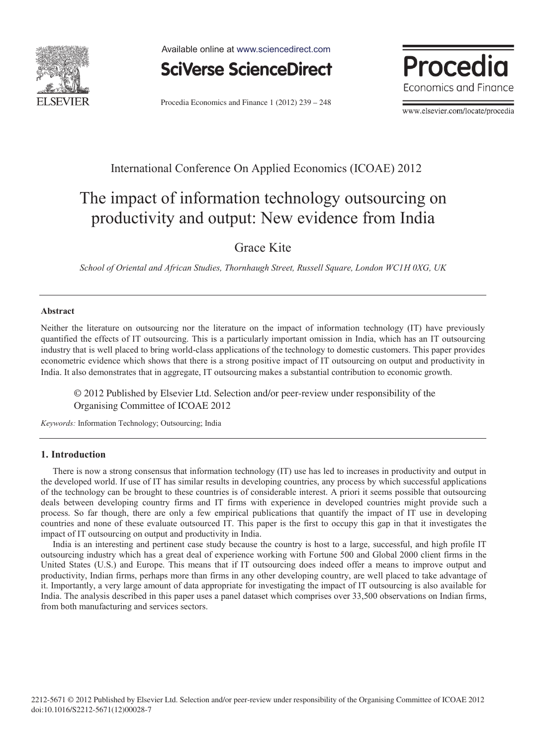International Conference On Applied Economics (ICOAE) 2012

# The impact of information technology outsourcing on productivity and output: New evidence from India

Grace Kite

*School of Oriental and African Studies, Thornhaugh Street, Russell Square, London WC1H 0XG, UK*

---

**Abstract**

Neither the literature on outsourcing nor the literature on the impact of information technology (IT) have previously quantified the effects of IT outsourcing. This is a particularly important omission in India, which has an IT outsourcing industry that is well placed to bring world-class applications of the technology to domestic customers. This paper provides econometric evidence which shows that there is a strong positive impact of IT outsourcing on output and productivity in India. It also demonstrates that in aggregate, IT outsourcing makes a substantial contribution to economic growth.

© 2012 Published by Elsevier Ltd. Selection and/or peer-review under responsibility of the Organising Committee of ICOAE 2012

*Keywords:* Information Technology; Outsourcing; India

---

## 1. Introduction

There is now a strong consensus that information technology (IT) use has led to increases in productivity and output in the developed world. If use of IT has similar results in developing countries, any process by which successful applications of the technology can be brought to these countries is of considerable interest. A priori it seems possible that outsourcing deals between developing country firms and IT firms with experience in developed countries might provide such a process. So far though, there are only a few empirical publications that quantify the impact of IT use in developing countries and none of these evaluate outsourced IT. This paper is the first to occupy this gap in that it investigates the impact of IT outsourcing on output and productivity in India.

India is an interesting and pertinent case study because the country is host to a large, successful, and high profile IT outsourcing industry which has a great deal of experience working with Fortune 500 and Global 2000 client firms in the United States (U.S.) and Europe. This means that if IT outsourcing does indeed offer a means to improve output and productivity, Indian firms, perhaps more than firms in any other developing country, are well placed to take advantage of it. Importantly, a very large amount of data appropriate for investigating the impact of IT outsourcing is also available for India. The analysis described in this paper uses a panel dataset which comprises over 33,500 observations on Indian firms, from both manufacturing and services sectors.

2212-5671 © 2012 Published by Elsevier Ltd. Selection and/or peer-review under responsibility of the Organising Committee of ICOAE 2012
doi:10.1016/S2212-5671(12)00028-7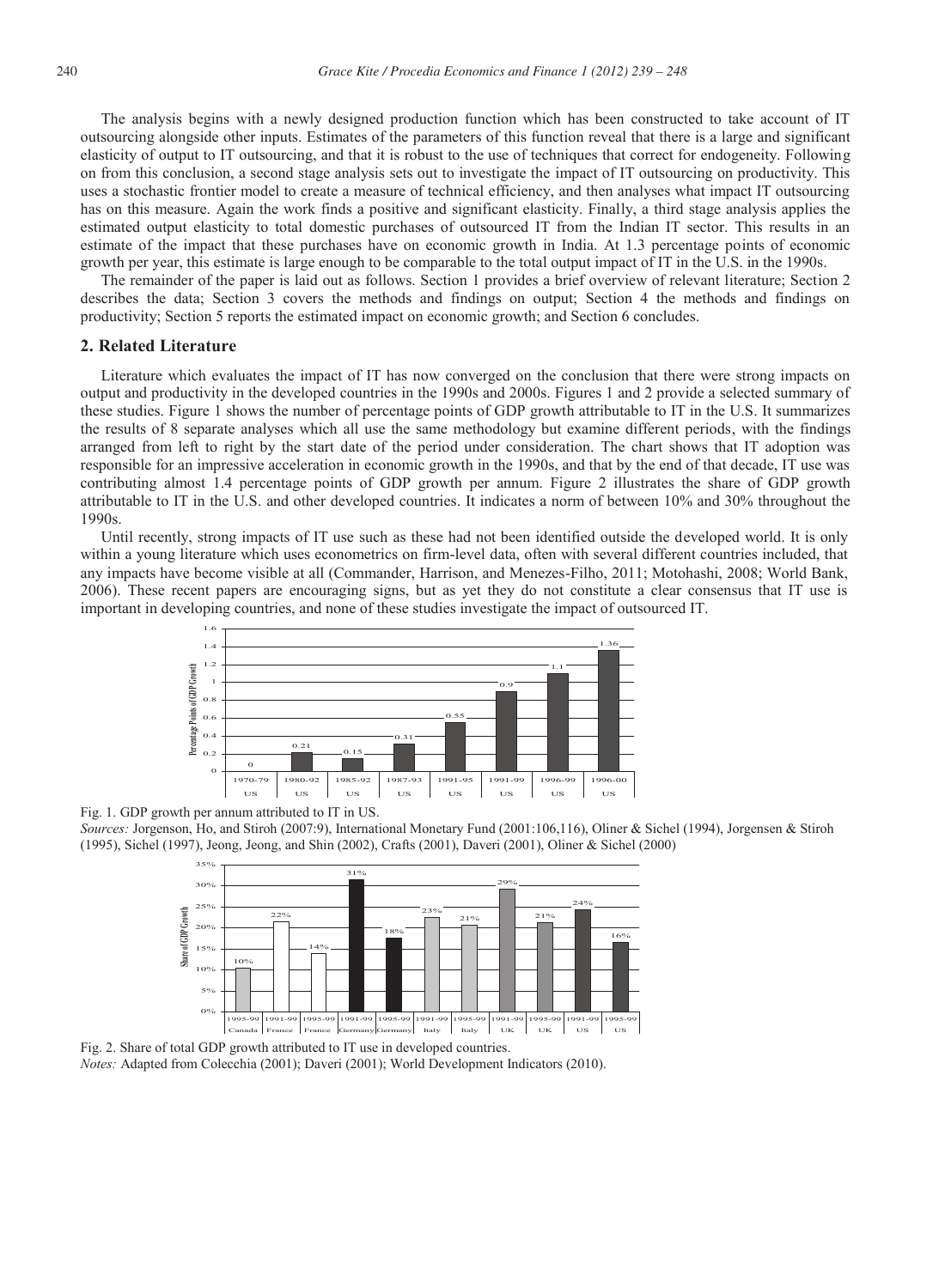The analysis begins with a newly designed production function which has been constructed to take account of IT outsourcing alongside other inputs. Estimates of the parameters of this function reveal that there is a large and significant elasticity of output to IT outsourcing, and that it is robust to the use of techniques that correct for endogeneity. Following on from this conclusion, a second stage analysis sets out to investigate the impact of IT outsourcing on productivity. This uses a stochastic frontier model to create a measure of technical efficiency, and then analyses what impact IT outsourcing has on this measure. Again the work finds a positive and significant elasticity. Finally, a third stage analysis applies the estimated output elasticity to total domestic purchases of outsourced IT from the Indian IT sector. This results in an estimate of the impact that these purchases have on economic growth in India. At 1.3 percentage points of economic growth per year, this estimate is large enough to be comparable to the total output impact of IT in the U.S. in the 1990s.

The remainder of the paper is laid out as follows. Section 1 provides a brief overview of relevant literature; Section 2 describes the data; Section 3 covers the methods and findings on output; Section 4 the methods and findings on productivity; Section 5 reports the estimated impact on economic growth; and Section 6 concludes.

## 2. Related Literature

Literature which evaluates the impact of IT has now converged on the conclusion that there were strong impacts on output and productivity in the developed countries in the 1990s and 2000s. Figures 1 and 2 provide a selected summary of these studies. Figure 1 shows the number of percentage points of GDP growth attributable to IT in the U.S. It summarizes the results of 8 separate analyses which all use the same methodology but examine different periods, with the findings arranged from left to right by the start date of the period under consideration. The chart shows that IT adoption was responsible for an impressive acceleration in economic growth in the 1990s, and that by the end of that decade, IT use was contributing almost 1.4 percentage points of GDP growth per annum. Figure 2 illustrates the share of GDP growth attributable to IT in the U.S. and other developed countries. It indicates a norm of between 10% and 30% throughout the 1990s.

Until recently, strong impacts of IT use such as these had not been identified outside the developed world. It is only within a young literature which uses econometrics on firm-level data, often with several different countries included, that any impacts have become visible at all (Commander, Harrison, and Menezes-Filho, 2011; Motohashi, 2008; World Bank, 2006). These recent papers are encouraging signs, but as yet they do not constitute a clear consensus that IT use is important in developing countries, and none of these studies investigate the impact of outsourced IT.

| Period | 1970-79 | 1980-92 | 1985-92 | 1987-93 | 1991-95 | 1991-99 | 1996-99 | 1996-00 |
|---|---|---|---|---|---|---|---|---|
| Country | US | US | US | US | US | US | US | US |
| Percentage Points of GDP Growth | 0 | 0.21 | 0.15 | 0.31 | 0.55 | 0.9 | 1.1 | 1.36 |

Fig. 1. GDP growth per annum attributed to IT in US.

*Sources:* Jorgenson, Ho, and Stiroh (2007:9), International Monetary Fund (2001:106,116), Oliner & Sichel (1994), Jorgensen & Stiroh (1995), Sichel (1997), Jeong, Jeong, and Shin (2002), Crafts (2001), Daveri (2001), Oliner & Sichel (2000)

| Period | 1995-99 | 1991-99 | 1995-99 | 1991-99 | 1995-99 | 1991-99 | 1995-99 | 1991-99 | 1995-99 | 1991-99 | 1995-99 |
|---|---|---|---|---|---|---|---|---|---|---|---|
| Country | Canada | France | France | Germany | Germany | Italy | Italy | UK | UK | US | US |
| Share of GDP Growth | 10% | 22% | 14% | 31% | 18% | 23% | 21% | 29% | 21% | 24% | 16% |

Fig. 2. Share of total GDP growth attributed to IT use in developed countries.

*Notes:* Adapted from Colecchia (2001); Daveri (2001); World Development Indicators (2010).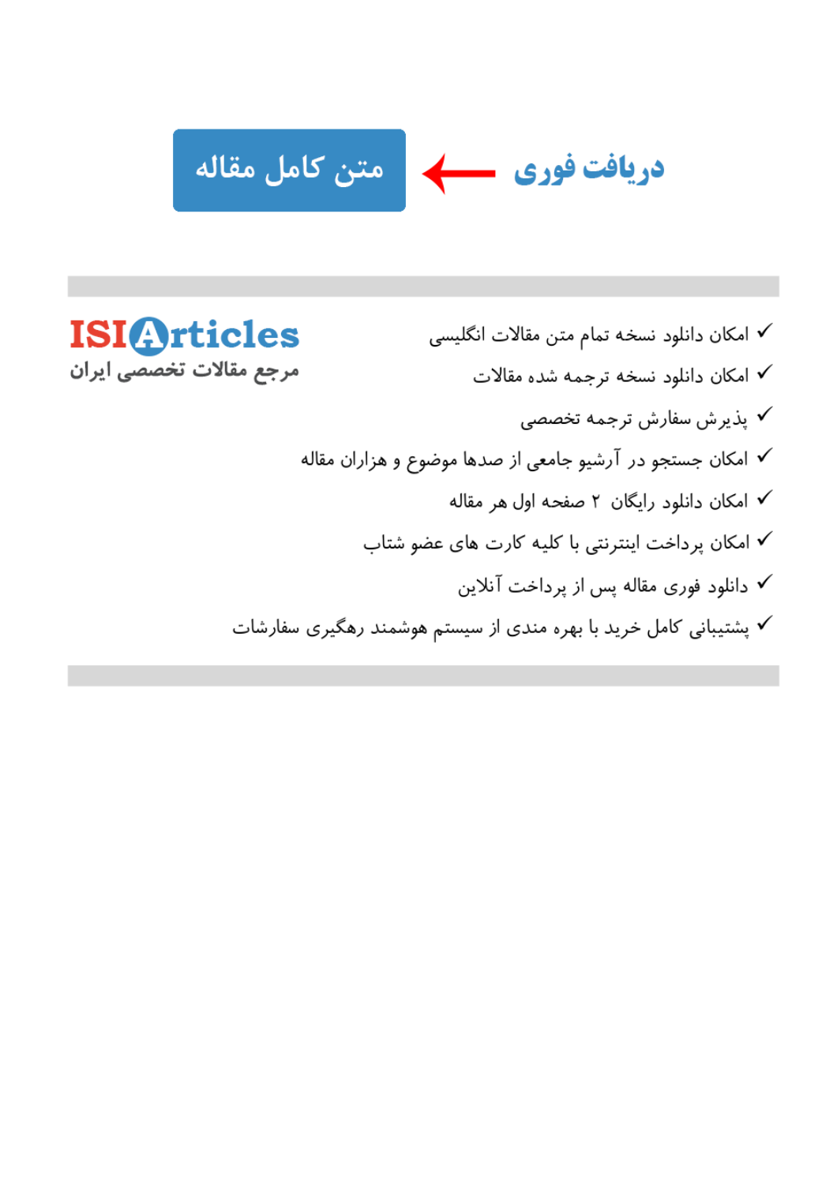دریافت فوری ← **متن کامل مقاله**

**ISIArticles**
مرجع مقالات تخصصی ایران

- ✓ امکان دانلود نسخه تمام متن مقالات انگلیسی
- ✓ امکان دانلود نسخه ترجمه شده مقالات
- ✓ پذیرش سفارش ترجمه تخصصی
- ✓ امکان جستجو در آرشیو جامعی از صدها موضوع و هزاران مقاله
- ✓ امکان دانلود رایگان ۲ صفحه اول هر مقاله
- ✓ امکان پرداخت اینترنتی با کلیه کارت های عضو شتاب
- ✓ دانلود فوری مقاله پس از پرداخت آنلاین
- ✓ پشتیبانی کامل خرید با بهره مندی از سیستم هوشمند رهگیری سفارشات